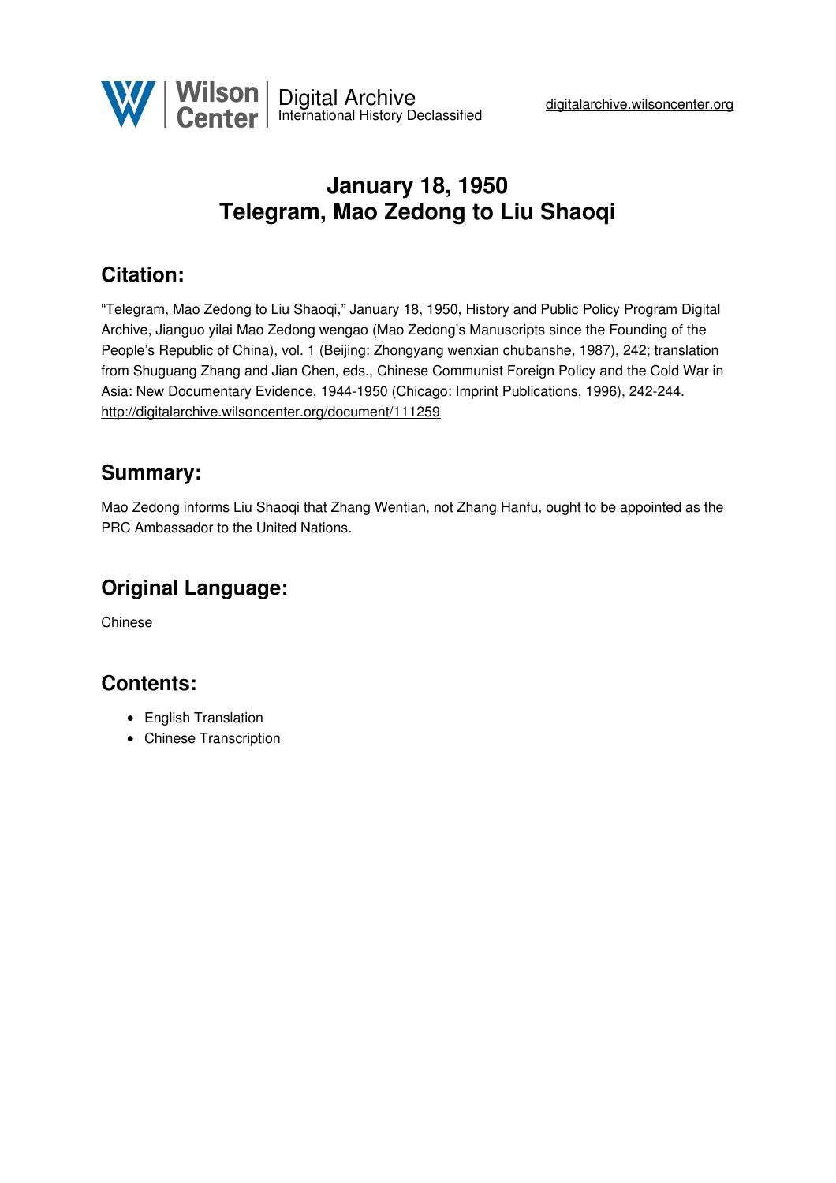# January 18, 1950
# Telegram, Mao Zedong to Liu Shaoqi

## Citation:

"Telegram, Mao Zedong to Liu Shaoqi," January 18, 1950, History and Public Policy Program Digital Archive, Jianguo yilai Mao Zedong wengao (Mao Zedong's Manuscripts since the Founding of the People's Republic of China), vol. 1 (Beijing: Zhongyang wenxian chubanshe, 1987), 242; translation from Shuguang Zhang and Jian Chen, eds., Chinese Communist Foreign Policy and the Cold War in Asia: New Documentary Evidence, 1944-1950 (Chicago: Imprint Publications, 1996), 242-244.
http://digitalarchive.wilsoncenter.org/document/111259

## Summary:

Mao Zedong informs Liu Shaoqi that Zhang Wentian, not Zhang Hanfu, ought to be appointed as the PRC Ambassador to the United Nations.

## Original Language:

Chinese

## Contents:

- English Translation
- Chinese Transcription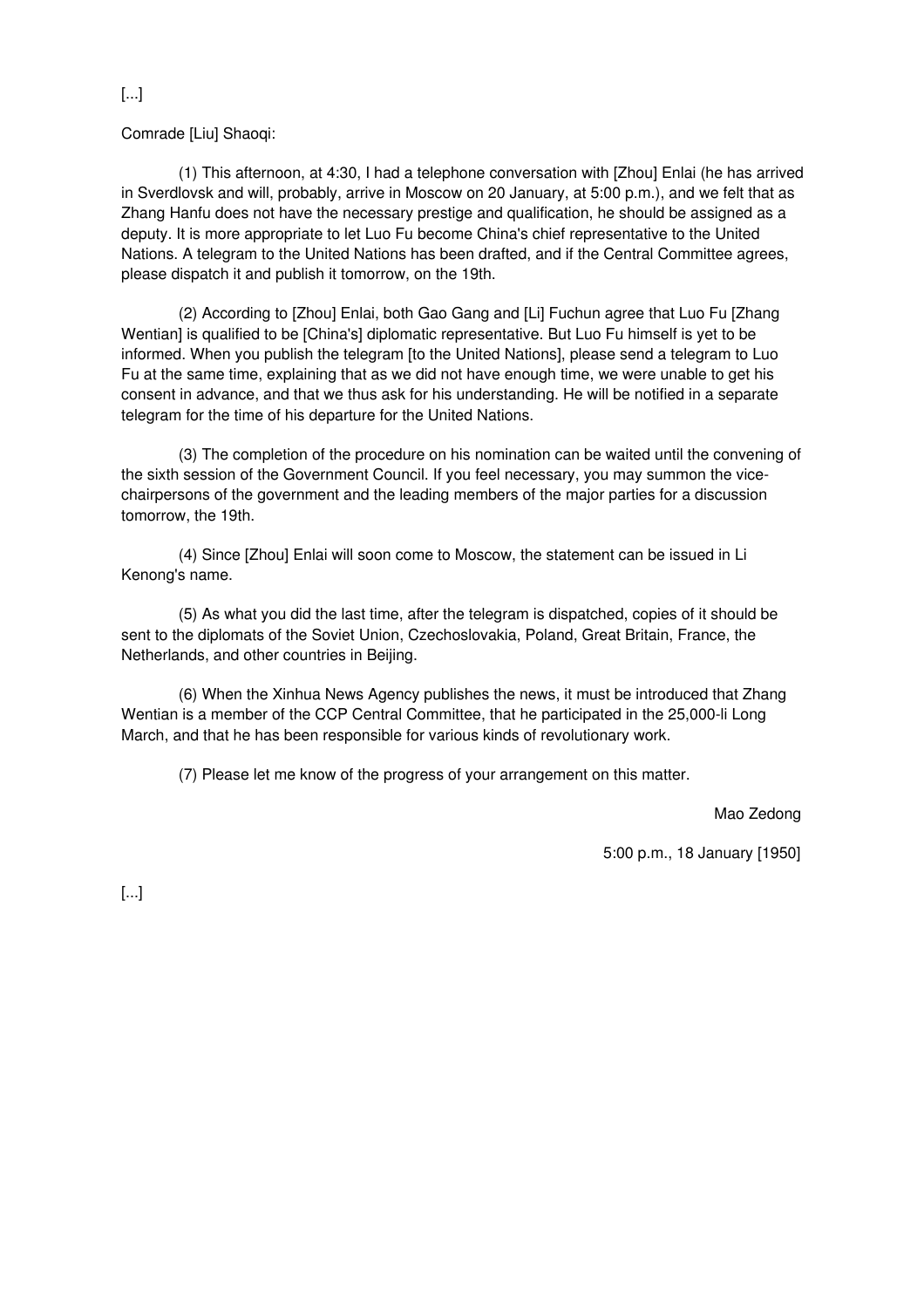[...]

Comrade [Liu] Shaoqi:

(1) This afternoon, at 4:30, I had a telephone conversation with [Zhou] Enlai (he has arrived in Sverdlovsk and will, probably, arrive in Moscow on 20 January, at 5:00 p.m.), and we felt that as Zhang Hanfu does not have the necessary prestige and qualification, he should be assigned as a deputy. It is more appropriate to let Luo Fu become China's chief representative to the United Nations. A telegram to the United Nations has been drafted, and if the Central Committee agrees, please dispatch it and publish it tomorrow, on the 19th.

(2) According to [Zhou] Enlai, both Gao Gang and [Li] Fuchun agree that Luo Fu [Zhang Wentian] is qualified to be [China's] diplomatic representative. But Luo Fu himself is yet to be informed. When you publish the telegram [to the United Nations], please send a telegram to Luo Fu at the same time, explaining that as we did not have enough time, we were unable to get his consent in advance, and that we thus ask for his understanding. He will be notified in a separate telegram for the time of his departure for the United Nations.

(3) The completion of the procedure on his nomination can be waited until the convening of the sixth session of the Government Council. If you feel necessary, you may summon the vice-chairpersons of the government and the leading members of the major parties for a discussion tomorrow, the 19th.

(4) Since [Zhou] Enlai will soon come to Moscow, the statement can be issued in Li Kenong's name.

(5) As what you did the last time, after the telegram is dispatched, copies of it should be sent to the diplomats of the Soviet Union, Czechoslovakia, Poland, Great Britain, France, the Netherlands, and other countries in Beijing.

(6) When the Xinhua News Agency publishes the news, it must be introduced that Zhang Wentian is a member of the CCP Central Committee, that he participated in the 25,000-li Long March, and that he has been responsible for various kinds of revolutionary work.

(7) Please let me know of the progress of your arrangement on this matter.

Mao Zedong

5:00 p.m., 18 January [1950]

[...]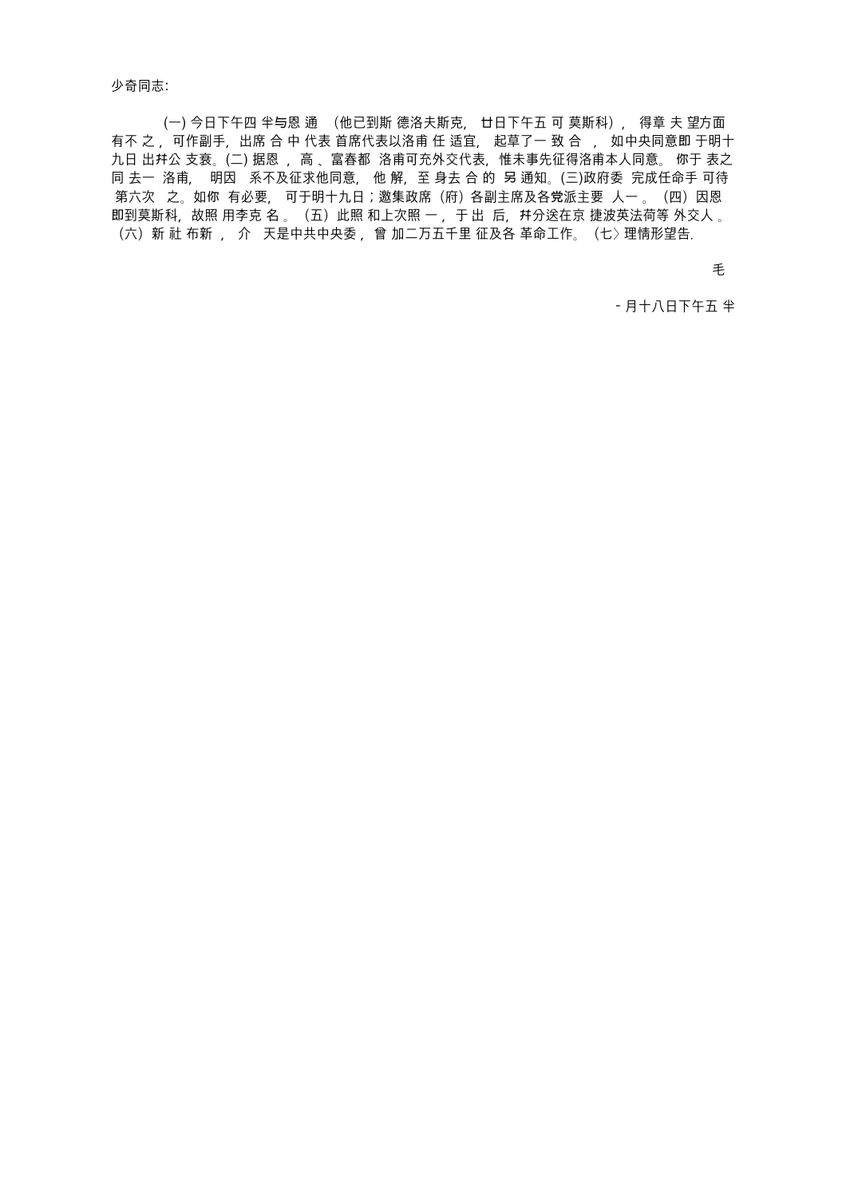少奇同志:

(一) 今日下午四 半与恩 通 (他已到斯 德洛夫斯克, 廿日下午五 可 莫斯科), 得章 夫 望方面有不 之, 可作副手, 出席 合 中 代表 首席代表以洛甫 任 适宜, 起草了一 致 合 , 如中央同意即 于明十九日 出幷公 支衰。(二) 据恩 , 高 、富春都 洛甫可充外交代表, 惟未事先征得洛甫本人同意。 你于 表之同 去一 洛甫, 明因 系不及征求他同意, 他 解, 至 身去 合 的 另 通知。(三)政府委 完成任命手 可待 第六次 之。如你 有必要, 可于明十九日；邀集政席（府）各副主席及各党派主要 人一 。（四）因恩即到莫斯科，故照 用李克 名 。（五）此照 和上次照 一 , 于 出 后, 幷分送在京 捷波英法荷等 外交人 。（六）新 社 布新 , 介 天是中共中央委 , 曾 加二万五千里 征及各 革命工作。（七〉理情形望告.

毛

- 月十八日下午五 半